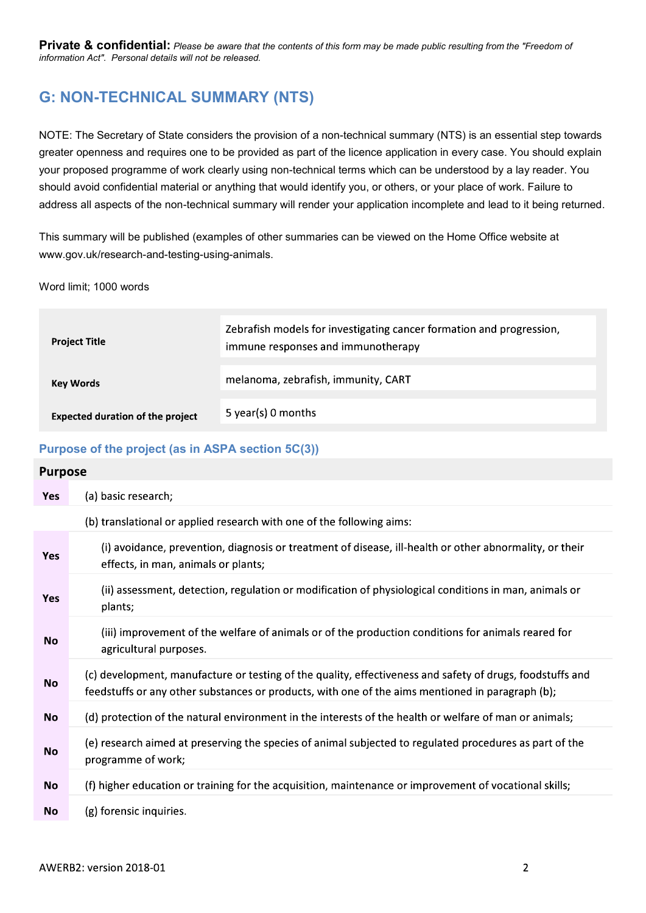**Private & confidential:** *Please be aware that the contents of this form may be made public resulting from the "Freedom of information Act". Personal details will not be released.*

## G: NON-TECHNICAL SUMMARY (NTS)

NOTE: The Secretary of State considers the provision of a non-technical summary (NTS) is an essential step towards greater openness and requires one to be provided as part of the licence application in every case. You should explain your proposed programme of work clearly using non-technical terms which can be understood by a lay reader. You should avoid confidential material or anything that would identify you, or others, or your place of work. Failure to address all aspects of the non-technical summary will render your application incomplete and lead to it being returned.

This summary will be published (examples of other summaries can be viewed on the Home Office website at www.gov.uk/research-and-testing-using-animals.

Word limit; 1000 words

| | |
|---|---|
| **Project Title** | Zebrafish models for investigating cancer formation and progression, immune responses and immunotherapy |
| **Key Words** | melanoma, zebrafish, immunity, CART |
| **Expected duration of the project** | 5 year(s) 0 months |

### Purpose of the project (as in ASPA section 5C(3))

| **Purpose** | |
|---|---|
| **Yes** | (a) basic research; |
| | (b) translational or applied research with one of the following aims: |
| **Yes** | (i) avoidance, prevention, diagnosis or treatment of disease, ill-health or other abnormality, or their effects, in man, animals or plants; |
| **Yes** | (ii) assessment, detection, regulation or modification of physiological conditions in man, animals or plants; |
| **No** | (iii) improvement of the welfare of animals or of the production conditions for animals reared for agricultural purposes. |
| **No** | (c) development, manufacture or testing of the quality, effectiveness and safety of drugs, foodstuffs and feedstuffs or any other substances or products, with one of the aims mentioned in paragraph (b); |
| **No** | (d) protection of the natural environment in the interests of the health or welfare of man or animals; |
| **No** | (e) research aimed at preserving the species of animal subjected to regulated procedures as part of the programme of work; |
| **No** | (f) higher education or training for the acquisition, maintenance or improvement of vocational skills; |
| **No** | (g) forensic inquiries. |

AWERB2: version 2018-01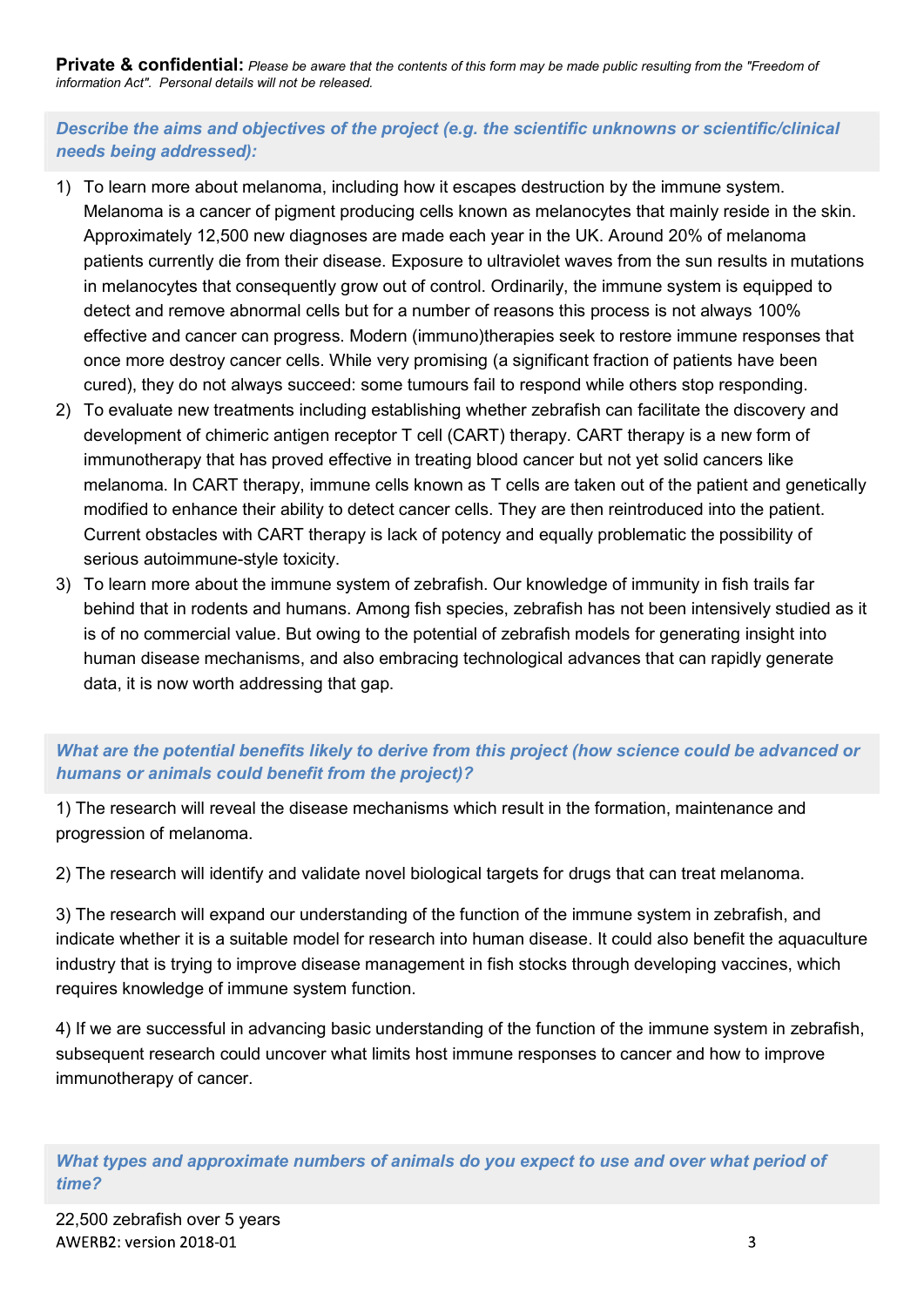**Private & confidential:** *Please be aware that the contents of this form may be made public resulting from the "Freedom of information Act". Personal details will not be released.*

### *Describe the aims and objectives of the project (e.g. the scientific unknowns or scientific/clinical needs being addressed):*

1) To learn more about melanoma, including how it escapes destruction by the immune system. Melanoma is a cancer of pigment producing cells known as melanocytes that mainly reside in the skin. Approximately 12,500 new diagnoses are made each year in the UK. Around 20% of melanoma patients currently die from their disease. Exposure to ultraviolet waves from the sun results in mutations in melanocytes that consequently grow out of control. Ordinarily, the immune system is equipped to detect and remove abnormal cells but for a number of reasons this process is not always 100% effective and cancer can progress. Modern (immuno)therapies seek to restore immune responses that once more destroy cancer cells. While very promising (a significant fraction of patients have been cured), they do not always succeed: some tumours fail to respond while others stop responding.
2) To evaluate new treatments including establishing whether zebrafish can facilitate the discovery and development of chimeric antigen receptor T cell (CART) therapy. CART therapy is a new form of immunotherapy that has proved effective in treating blood cancer but not yet solid cancers like melanoma. In CART therapy, immune cells known as T cells are taken out of the patient and genetically modified to enhance their ability to detect cancer cells. They are then reintroduced into the patient. Current obstacles with CART therapy is lack of potency and equally problematic the possibility of serious autoimmune-style toxicity.
3) To learn more about the immune system of zebrafish. Our knowledge of immunity in fish trails far behind that in rodents and humans. Among fish species, zebrafish has not been intensively studied as it is of no commercial value. But owing to the potential of zebrafish models for generating insight into human disease mechanisms, and also embracing technological advances that can rapidly generate data, it is now worth addressing that gap.

### *What are the potential benefits likely to derive from this project (how science could be advanced or humans or animals could benefit from the project)?*

1) The research will reveal the disease mechanisms which result in the formation, maintenance and progression of melanoma.

2) The research will identify and validate novel biological targets for drugs that can treat melanoma.

3) The research will expand our understanding of the function of the immune system in zebrafish, and indicate whether it is a suitable model for research into human disease. It could also benefit the aquaculture industry that is trying to improve disease management in fish stocks through developing vaccines, which requires knowledge of immune system function.

4) If we are successful in advancing basic understanding of the function of the immune system in zebrafish, subsequent research could uncover what limits host immune responses to cancer and how to improve immunotherapy of cancer.

### *What types and approximate numbers of animals do you expect to use and over what period of time?*

22,500 zebrafish over 5 years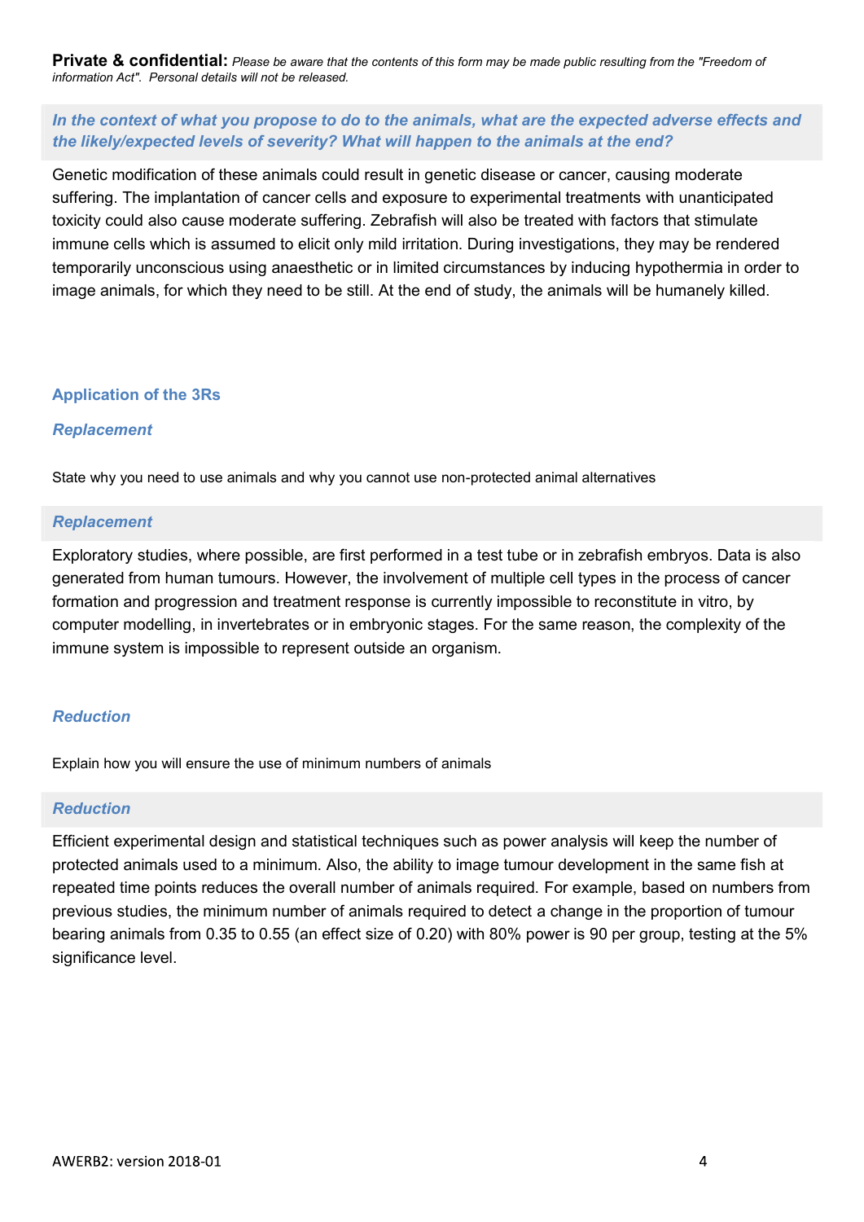**Private & confidential:** *Please be aware that the contents of this form may be made public resulting from the "Freedom of information Act". Personal details will not be released.*

***In the context of what you propose to do to the animals, what are the expected adverse effects and the likely/expected levels of severity? What will happen to the animals at the end?***

Genetic modification of these animals could result in genetic disease or cancer, causing moderate suffering. The implantation of cancer cells and exposure to experimental treatments with unanticipated toxicity could also cause moderate suffering. Zebrafish will also be treated with factors that stimulate immune cells which is assumed to elicit only mild irritation. During investigations, they may be rendered temporarily unconscious using anaesthetic or in limited circumstances by inducing hypothermia in order to image animals, for which they need to be still. At the end of study, the animals will be humanely killed.

## Application of the 3Rs

### *Replacement*

State why you need to use animals and why you cannot use non-protected animal alternatives

### *Replacement*

Exploratory studies, where possible, are first performed in a test tube or in zebrafish embryos. Data is also generated from human tumours. However, the involvement of multiple cell types in the process of cancer formation and progression and treatment response is currently impossible to reconstitute in vitro, by computer modelling, in invertebrates or in embryonic stages. For the same reason, the complexity of the immune system is impossible to represent outside an organism.

### *Reduction*

Explain how you will ensure the use of minimum numbers of animals

### *Reduction*

Efficient experimental design and statistical techniques such as power analysis will keep the number of protected animals used to a minimum. Also, the ability to image tumour development in the same fish at repeated time points reduces the overall number of animals required. For example, based on numbers from previous studies, the minimum number of animals required to detect a change in the proportion of tumour bearing animals from 0.35 to 0.55 (an effect size of 0.20) with 80% power is 90 per group, testing at the 5% significance level.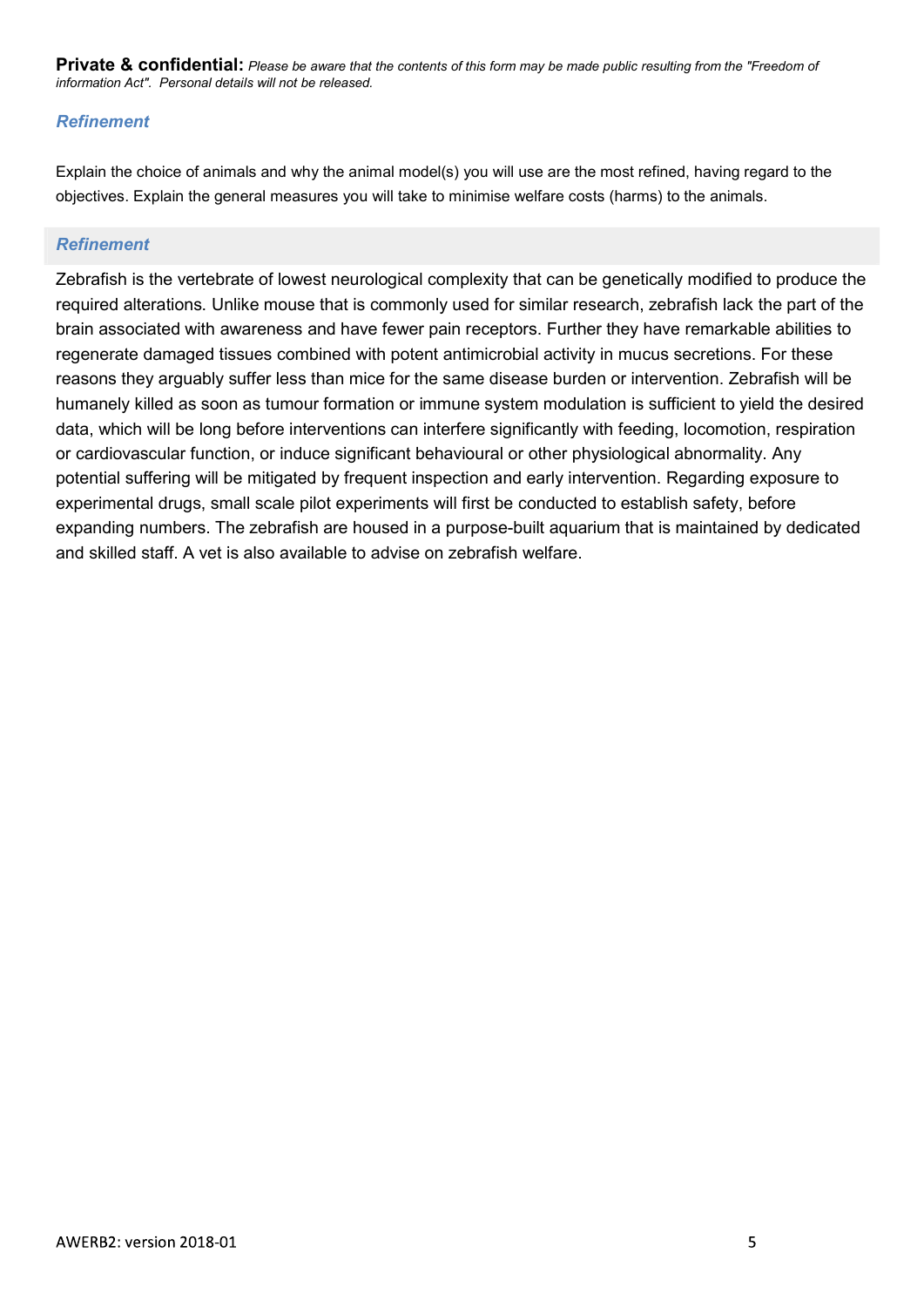**Private & confidential:** *Please be aware that the contents of this form may be made public resulting from the "Freedom of information Act". Personal details will not be released.*

### *Refinement*

Explain the choice of animals and why the animal model(s) you will use are the most refined, having regard to the objectives. Explain the general measures you will take to minimise welfare costs (harms) to the animals.

### *Refinement*

Zebrafish is the vertebrate of lowest neurological complexity that can be genetically modified to produce the required alterations. Unlike mouse that is commonly used for similar research, zebrafish lack the part of the brain associated with awareness and have fewer pain receptors. Further they have remarkable abilities to regenerate damaged tissues combined with potent antimicrobial activity in mucus secretions. For these reasons they arguably suffer less than mice for the same disease burden or intervention. Zebrafish will be humanely killed as soon as tumour formation or immune system modulation is sufficient to yield the desired data, which will be long before interventions can interfere significantly with feeding, locomotion, respiration or cardiovascular function, or induce significant behavioural or other physiological abnormality. Any potential suffering will be mitigated by frequent inspection and early intervention. Regarding exposure to experimental drugs, small scale pilot experiments will first be conducted to establish safety, before expanding numbers. The zebrafish are housed in a purpose-built aquarium that is maintained by dedicated and skilled staff. A vet is also available to advise on zebrafish welfare.